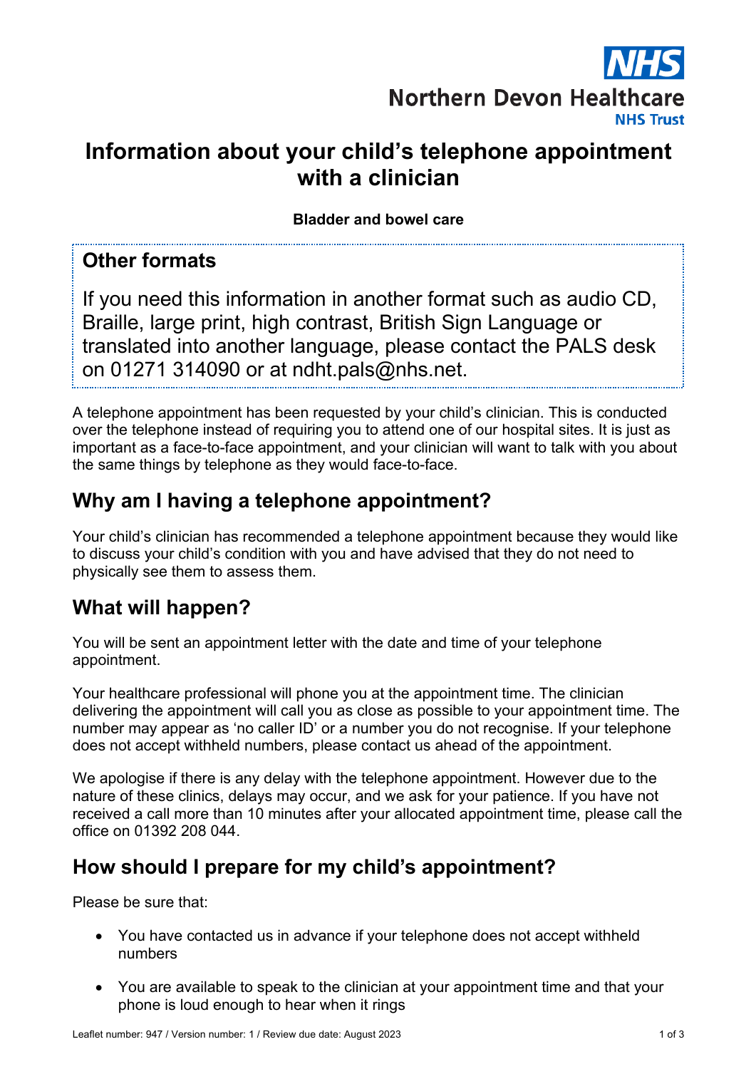Northern Devon Healthcare NHS Trust

# Information about your child's telephone appointment with a clinician

**Bladder and bowel care**

## Other formats

If you need this information in another format such as audio CD, Braille, large print, high contrast, British Sign Language or translated into another language, please contact the PALS desk on 01271 314090 or at ndht.pals@nhs.net.

A telephone appointment has been requested by your child's clinician. This is conducted over the telephone instead of requiring you to attend one of our hospital sites. It is just as important as a face-to-face appointment, and your clinician will want to talk with you about the same things by telephone as they would face-to-face.

## Why am I having a telephone appointment?

Your child's clinician has recommended a telephone appointment because they would like to discuss your child's condition with you and have advised that they do not need to physically see them to assess them.

## What will happen?

You will be sent an appointment letter with the date and time of your telephone appointment.

Your healthcare professional will phone you at the appointment time. The clinician delivering the appointment will call you as close as possible to your appointment time. The number may appear as 'no caller ID' or a number you do not recognise. If your telephone does not accept withheld numbers, please contact us ahead of the appointment.

We apologise if there is any delay with the telephone appointment. However due to the nature of these clinics, delays may occur, and we ask for your patience. If you have not received a call more than 10 minutes after your allocated appointment time, please call the office on 01392 208 044.

## How should I prepare for my child's appointment?

Please be sure that:

- You have contacted us in advance if your telephone does not accept withheld numbers
- You are available to speak to the clinician at your appointment time and that your phone is loud enough to hear when it rings

Leaflet number: 947 / Version number: 1 / Review due date: August 2023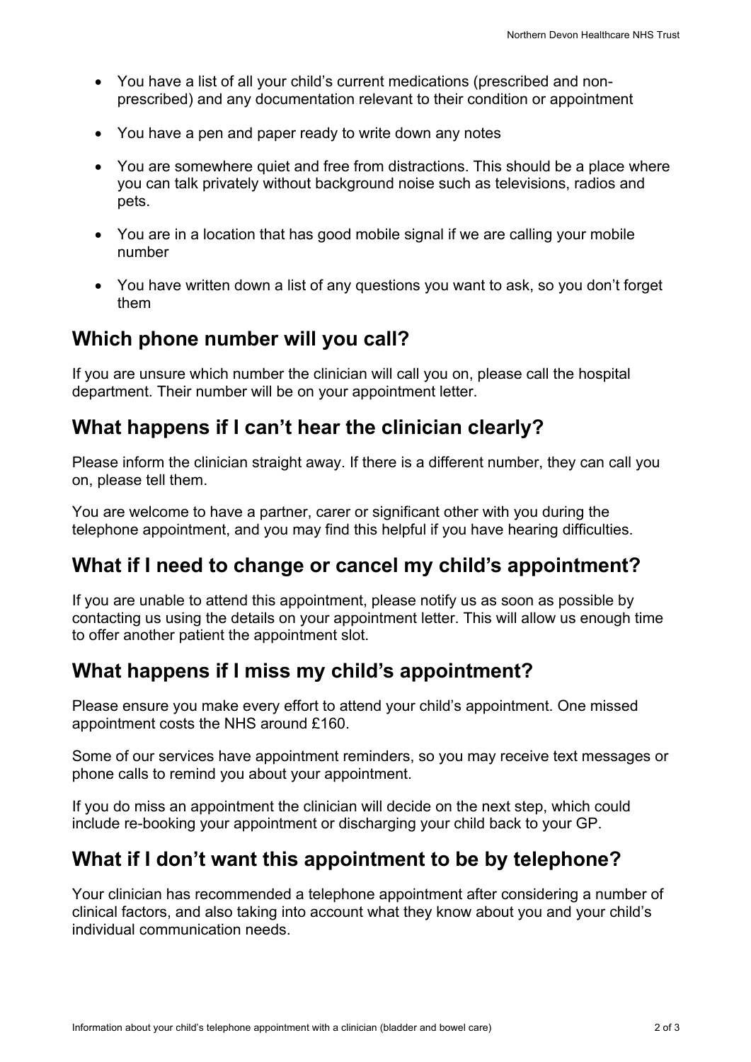- You have a list of all your child's current medications (prescribed and non-prescribed) and any documentation relevant to their condition or appointment
- You have a pen and paper ready to write down any notes
- You are somewhere quiet and free from distractions. This should be a place where you can talk privately without background noise such as televisions, radios and pets.
- You are in a location that has good mobile signal if we are calling your mobile number
- You have written down a list of any questions you want to ask, so you don't forget them

## Which phone number will you call?

If you are unsure which number the clinician will call you on, please call the hospital department. Their number will be on your appointment letter.

## What happens if I can't hear the clinician clearly?

Please inform the clinician straight away. If there is a different number, they can call you on, please tell them.

You are welcome to have a partner, carer or significant other with you during the telephone appointment, and you may find this helpful if you have hearing difficulties.

## What if I need to change or cancel my child's appointment?

If you are unable to attend this appointment, please notify us as soon as possible by contacting us using the details on your appointment letter. This will allow us enough time to offer another patient the appointment slot.

## What happens if I miss my child's appointment?

Please ensure you make every effort to attend your child's appointment. One missed appointment costs the NHS around £160.

Some of our services have appointment reminders, so you may receive text messages or phone calls to remind you about your appointment.

If you do miss an appointment the clinician will decide on the next step, which could include re-booking your appointment or discharging your child back to your GP.

## What if I don't want this appointment to be by telephone?

Your clinician has recommended a telephone appointment after considering a number of clinical factors, and also taking into account what they know about you and your child's individual communication needs.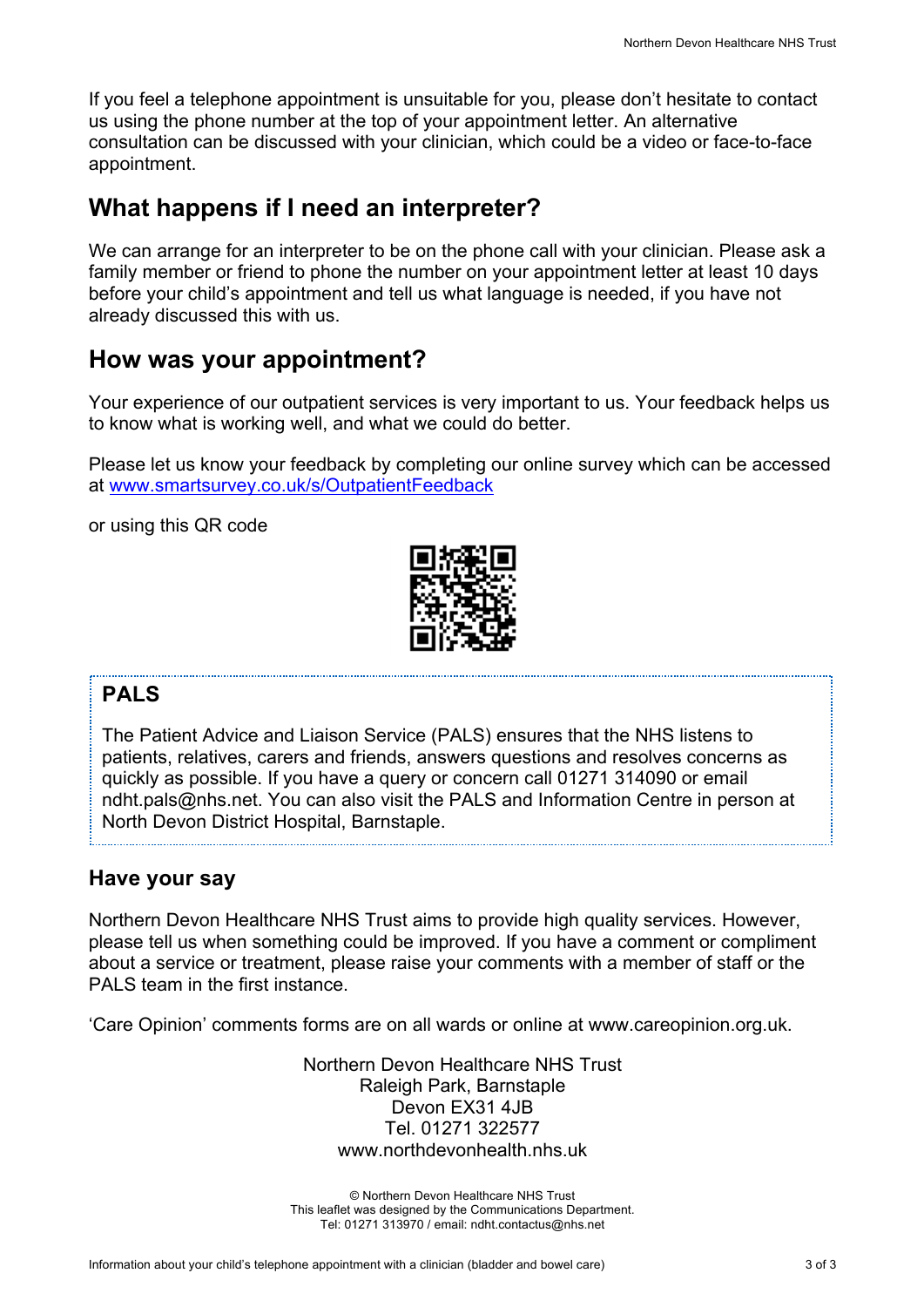If you feel a telephone appointment is unsuitable for you, please don't hesitate to contact us using the phone number at the top of your appointment letter. An alternative consultation can be discussed with your clinician, which could be a video or face-to-face appointment.

## What happens if I need an interpreter?

We can arrange for an interpreter to be on the phone call with your clinician. Please ask a family member or friend to phone the number on your appointment letter at least 10 days before your child's appointment and tell us what language is needed, if you have not already discussed this with us.

## How was your appointment?

Your experience of our outpatient services is very important to us. Your feedback helps us to know what is working well, and what we could do better.

Please let us know your feedback by completing our online survey which can be accessed at www.smartsurvey.co.uk/s/OutpatientFeedback

or using this QR code

### PALS

The Patient Advice and Liaison Service (PALS) ensures that the NHS listens to patients, relatives, carers and friends, answers questions and resolves concerns as quickly as possible. If you have a query or concern call 01271 314090 or email ndht.pals@nhs.net. You can also visit the PALS and Information Centre in person at North Devon District Hospital, Barnstaple.

### Have your say

Northern Devon Healthcare NHS Trust aims to provide high quality services. However, please tell us when something could be improved. If you have a comment or compliment about a service or treatment, please raise your comments with a member of staff or the PALS team in the first instance.

'Care Opinion' comments forms are on all wards or online at www.careopinion.org.uk.

Northern Devon Healthcare NHS Trust
Raleigh Park, Barnstaple
Devon EX31 4JB
Tel. 01271 322577
www.northdevonhealth.nhs.uk

© Northern Devon Healthcare NHS Trust
This leaflet was designed by the Communications Department.
Tel: 01271 313970 / email: ndht.contactus@nhs.net